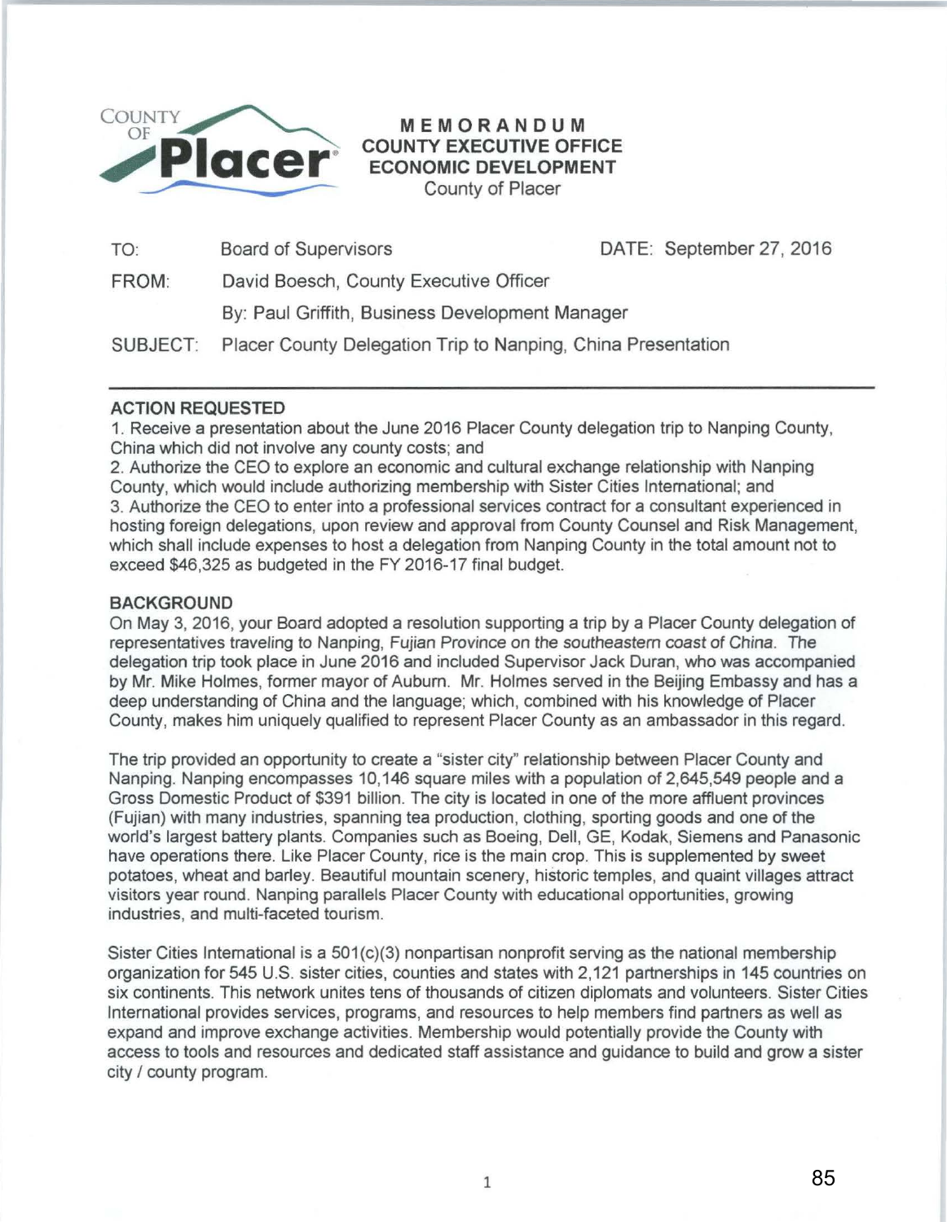COUNTY OF **Placer**

**MEMORANDUM**
**COUNTY EXECUTIVE OFFICE**
**ECONOMIC DEVELOPMENT**
County of Placer

TO: Board of Supervisors DATE: September 27, 2016

FROM: David Boesch, County Executive Officer

By: Paul Griffith, Business Development Manager

SUBJECT: Placer County Delegation Trip to Nanping, China Presentation

---

**ACTION REQUESTED**

1. Receive a presentation about the June 2016 Placer County delegation trip to Nanping County, China which did not involve any county costs; and
2. Authorize the CEO to explore an economic and cultural exchange relationship with Nanping County, which would include authorizing membership with Sister Cities International; and
3. Authorize the CEO to enter into a professional services contract for a consultant experienced in hosting foreign delegations, upon review and approval from County Counsel and Risk Management, which shall include expenses to host a delegation from Nanping County in the total amount not to exceed $46,325 as budgeted in the FY 2016-17 final budget.

**BACKGROUND**

On May 3, 2016, your Board adopted a resolution supporting a trip by a Placer County delegation of representatives traveling to Nanping, *Fujian Province on the southeastern coast of China*. The delegation trip took place in June 2016 and included Supervisor Jack Duran, who was accompanied by Mr. Mike Holmes, former mayor of Auburn. Mr. Holmes served in the Beijing Embassy and has a deep understanding of China and the language; which, combined with his knowledge of Placer County, makes him uniquely qualified to represent Placer County as an ambassador in this regard.

The trip provided an opportunity to create a "sister city" relationship between Placer County and Nanping. Nanping encompasses 10,146 square miles with a population of 2,645,549 people and a Gross Domestic Product of $391 billion. The city is located in one of the more affluent provinces (Fujian) with many industries, spanning tea production, clothing, sporting goods and one of the world's largest battery plants. Companies such as Boeing, Dell, GE, Kodak, Siemens and Panasonic have operations there. Like Placer County, rice is the main crop. This is supplemented by sweet potatoes, wheat and barley. Beautiful mountain scenery, historic temples, and quaint villages attract visitors year round. Nanping parallels Placer County with educational opportunities, growing industries, and multi-faceted tourism.

Sister Cities International is a 501(c)(3) nonpartisan nonprofit serving as the national membership organization for 545 U.S. sister cities, counties and states with 2,121 partnerships in 145 countries on six continents. This network unites tens of thousands of citizen diplomats and volunteers. Sister Cities International provides services, programs, and resources to help members find partners as well as expand and improve exchange activities. Membership would potentially provide the County with access to tools and resources and dedicated staff assistance and guidance to build and grow a sister city / county program.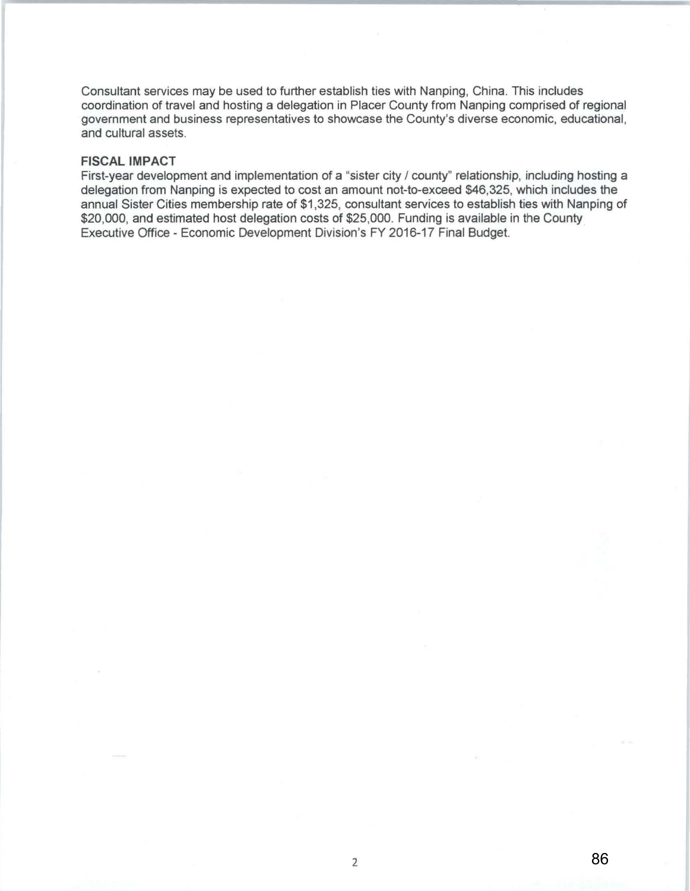Consultant services may be used to further establish ties with Nanping, China. This includes coordination of travel and hosting a delegation in Placer County from Nanping comprised of regional government and business representatives to showcase the County's diverse economic, educational, and cultural assets.

**FISCAL IMPACT**

First-year development and implementation of a "sister city / county" relationship, including hosting a delegation from Nanping is expected to cost an amount not-to-exceed $46,325, which includes the annual Sister Cities membership rate of $1,325, consultant services to establish ties with Nanping of $20,000, and estimated host delegation costs of $25,000. Funding is available in the County Executive Office - Economic Development Division's FY 2016-17 Final Budget.